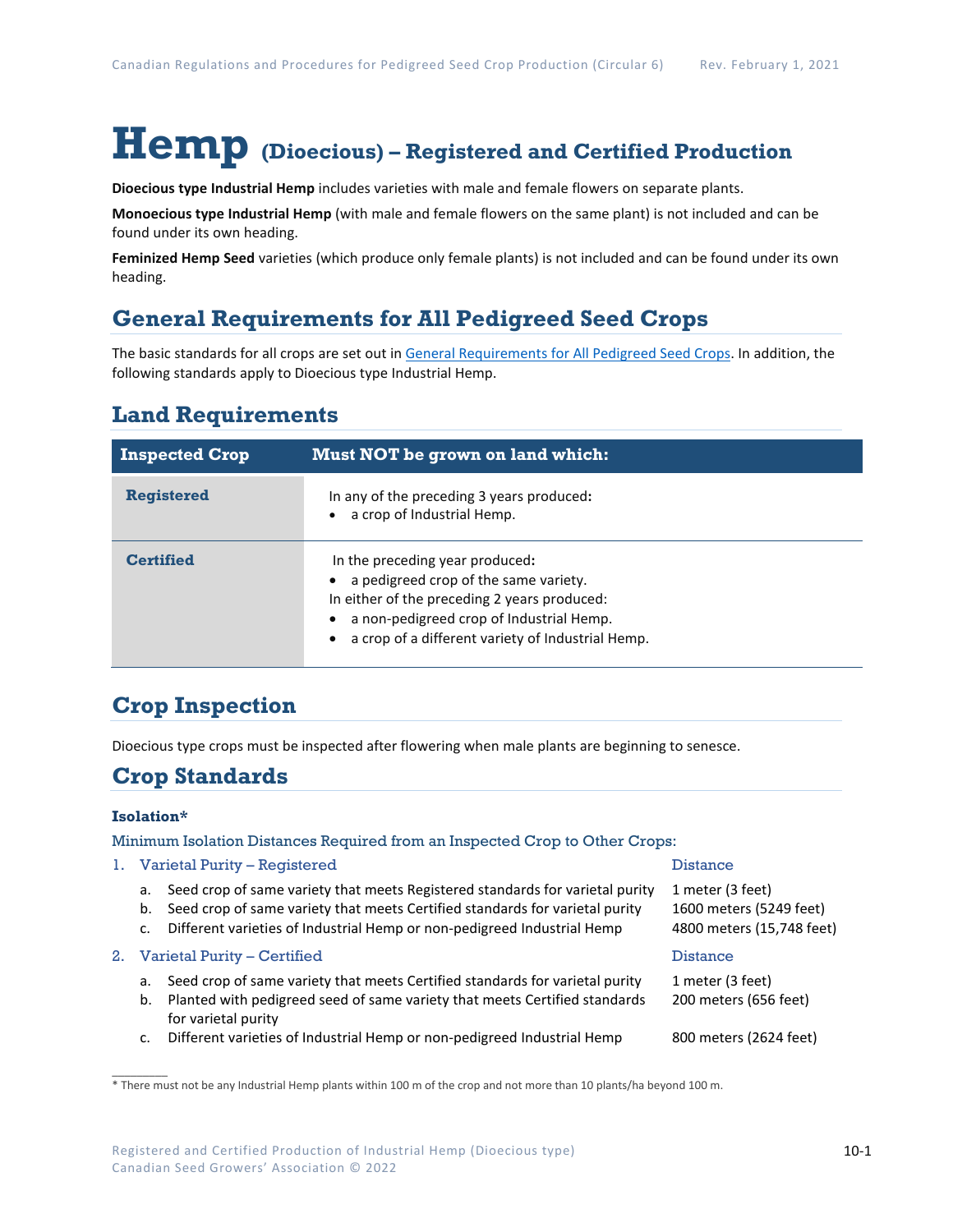# Hemp (Dioecious) – Registered and Certified Production

**Dioecious type Industrial Hemp** includes varieties with male and female flowers on separate plants.

**Monoecious type Industrial Hemp** (with male and female flowers on the same plant) is not included and can be found under its own heading.

**Feminized Hemp Seed** varieties (which produce only female plants) is not included and can be found under its own heading.

## General Requirements for All Pedigreed Seed Crops

The basic standards for all crops are set out in General Requirements for All Pedigreed Seed Crops. In addition, the following standards apply to Dioecious type Industrial Hemp.

## Land Requirements

| Inspected Crop | Must NOT be grown on land which: |
|---|---|
| **Registered** | In any of the preceding 3 years produced:<br>• a crop of Industrial Hemp. |
| **Certified** | In the preceding year produced:<br>• a pedigreed crop of the same variety.<br>In either of the preceding 2 years produced:<br>• a non-pedigreed crop of Industrial Hemp.<br>• a crop of a different variety of Industrial Hemp. |

## Crop Inspection

Dioecious type crops must be inspected after flowering when male plants are beginning to senesce.

## Crop Standards

### Isolation*

Minimum Isolation Distances Required from an Inspected Crop to Other Crops:

| | Distance |
|---|---|
| **1. Varietal Purity – Registered** | |
| a. Seed crop of same variety that meets Registered standards for varietal purity | 1 meter (3 feet) |
| b. Seed crop of same variety that meets Certified standards for varietal purity | 1600 meters (5249 feet) |
| c. Different varieties of Industrial Hemp or non-pedigreed Industrial Hemp | 4800 meters (15,748 feet) |
| **2. Varietal Purity – Certified** | |
| a. Seed crop of same variety that meets Certified standards for varietal purity | 1 meter (3 feet) |
| b. Planted with pedigreed seed of same variety that meets Certified standards for varietal purity | 200 meters (656 feet) |
| c. Different varieties of Industrial Hemp or non-pedigreed Industrial Hemp | 800 meters (2624 feet) |

\* There must not be any Industrial Hemp plants within 100 m of the crop and not more than 10 plants/ha beyond 100 m.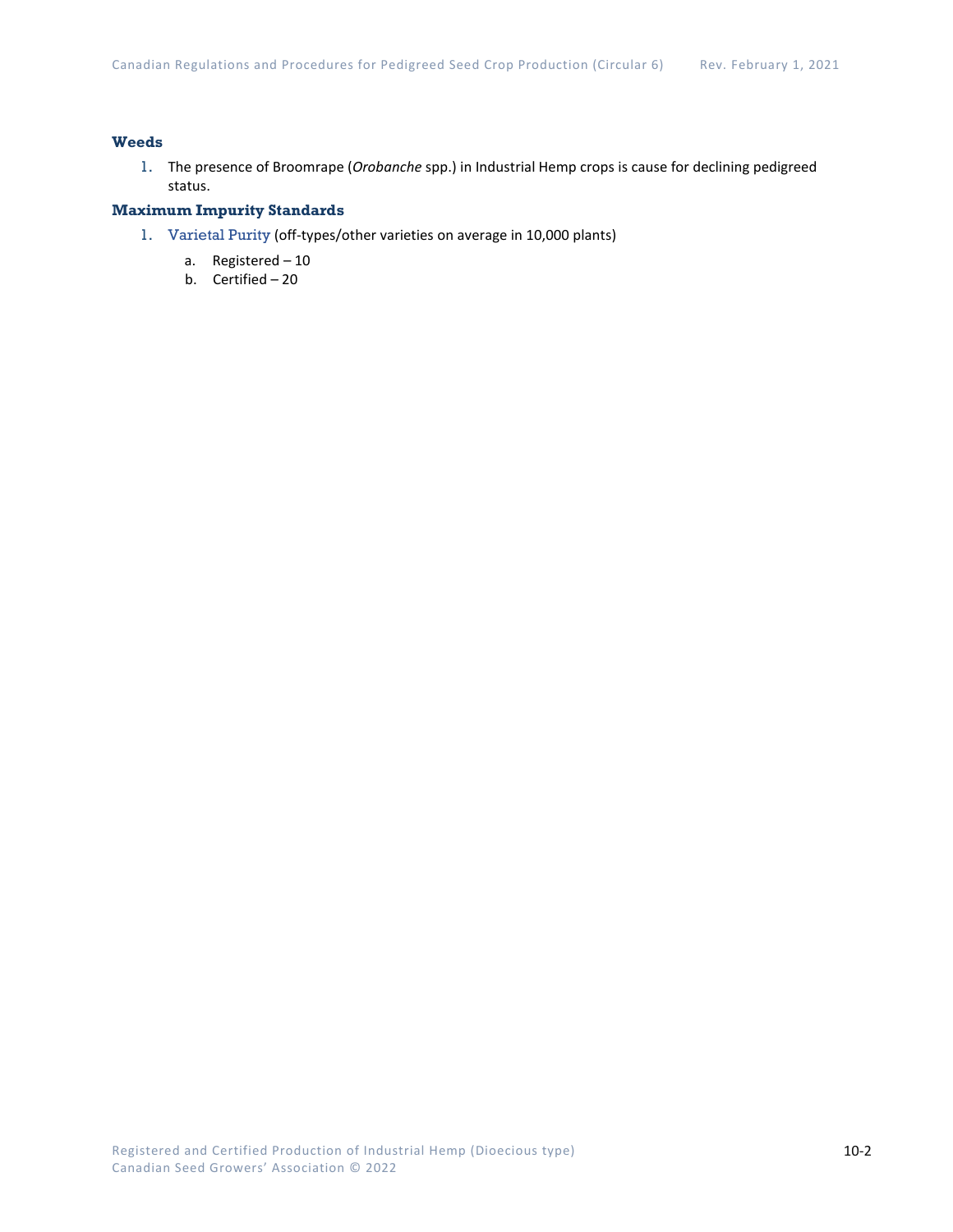### Weeds

1. The presence of Broomrape (*Orobanche* spp.) in Industrial Hemp crops is cause for declining pedigreed status.

### Maximum Impurity Standards

1. Varietal Purity (off-types/other varieties on average in 10,000 plants)
   a. Registered – 10
   b. Certified – 20